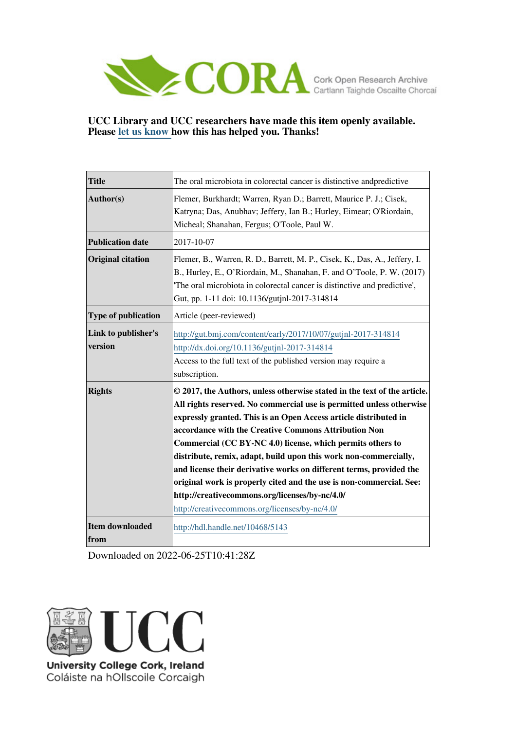CORA Cork Open Research Archive
Cartlann Taighde Oscailte Chorcaí

**UCC Library and UCC researchers have made this item openly available. Please let us know how this has helped you. Thanks!**

| Title | The oral microbiota in colorectal cancer is distinctive andpredictive |
| --- | --- |
| Author(s) | Flemer, Burkhardt; Warren, Ryan D.; Barrett, Maurice P. J.; Cisek, Katryna; Das, Anubhav; Jeffery, Ian B.; Hurley, Eimear; O'Riordain, Micheal; Shanahan, Fergus; O'Toole, Paul W. |
| Publication date | 2017-10-07 |
| Original citation | Flemer, B., Warren, R. D., Barrett, M. P., Cisek, K., Das, A., Jeffery, I. B., Hurley, E., O'Riordain, M., Shanahan, F. and O'Toole, P. W. (2017) 'The oral microbiota in colorectal cancer is distinctive and predictive', Gut, pp. 1-11 doi: 10.1136/gutjnl-2017-314814 |
| Type of publication | Article (peer-reviewed) |
| Link to publisher's version | http://gut.bmj.com/content/early/2017/10/07/gutjnl-2017-314814 http://dx.doi.org/10.1136/gutjnl-2017-314814 Access to the full text of the published version may require a subscription. |
| Rights | **© 2017, the Authors, unless otherwise stated in the text of the article. All rights reserved. No commercial use is permitted unless otherwise expressly granted. This is an Open Access article distributed in accordance with the Creative Commons Attribution Non Commercial (CC BY-NC 4.0) license, which permits others to distribute, remix, adapt, build upon this work non-commercially, and license their derivative works on different terms, provided the original work is properly cited and the use is non-commercial. See: http://creativecommons.org/licenses/by-nc/4.0/** http://creativecommons.org/licenses/by-nc/4.0/ |
| Item downloaded from | http://hdl.handle.net/10468/5143 |

Downloaded on 2022-06-25T10:41:28Z

UCC
University College Cork, Ireland
Coláiste na hOllscoile Corcaigh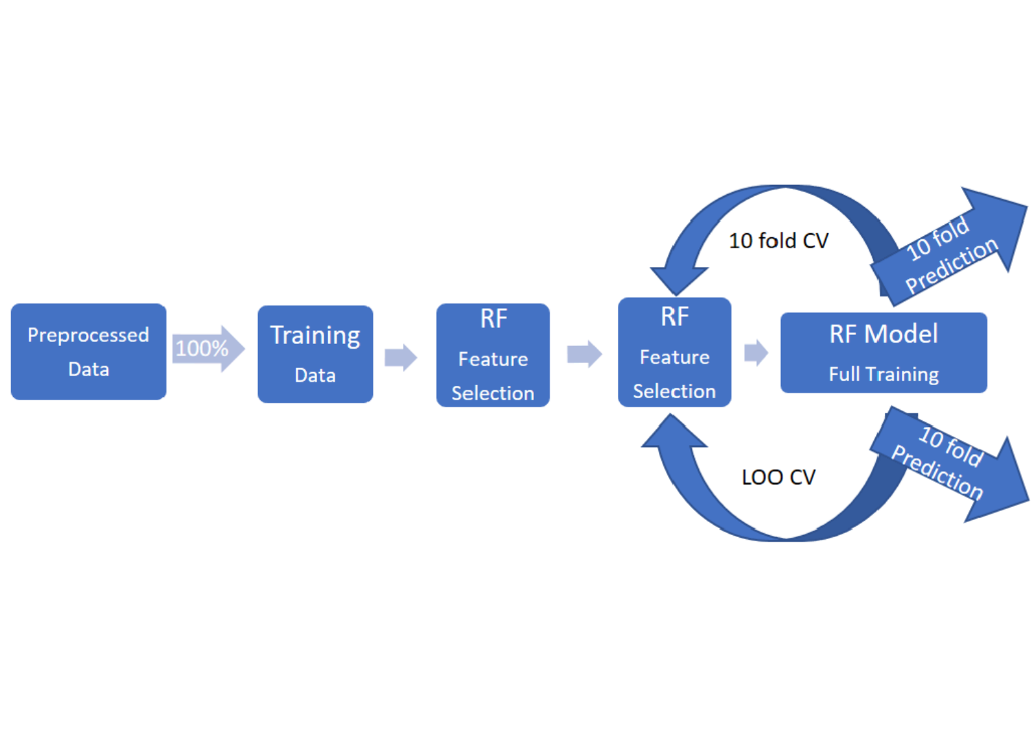Preprocessed Data

100%

Training Data

RF Feature Selection

RF Feature Selection

RF Model Full Training

10 fold CV

10 fold Prediction

LOO CV

10 fold Prediction